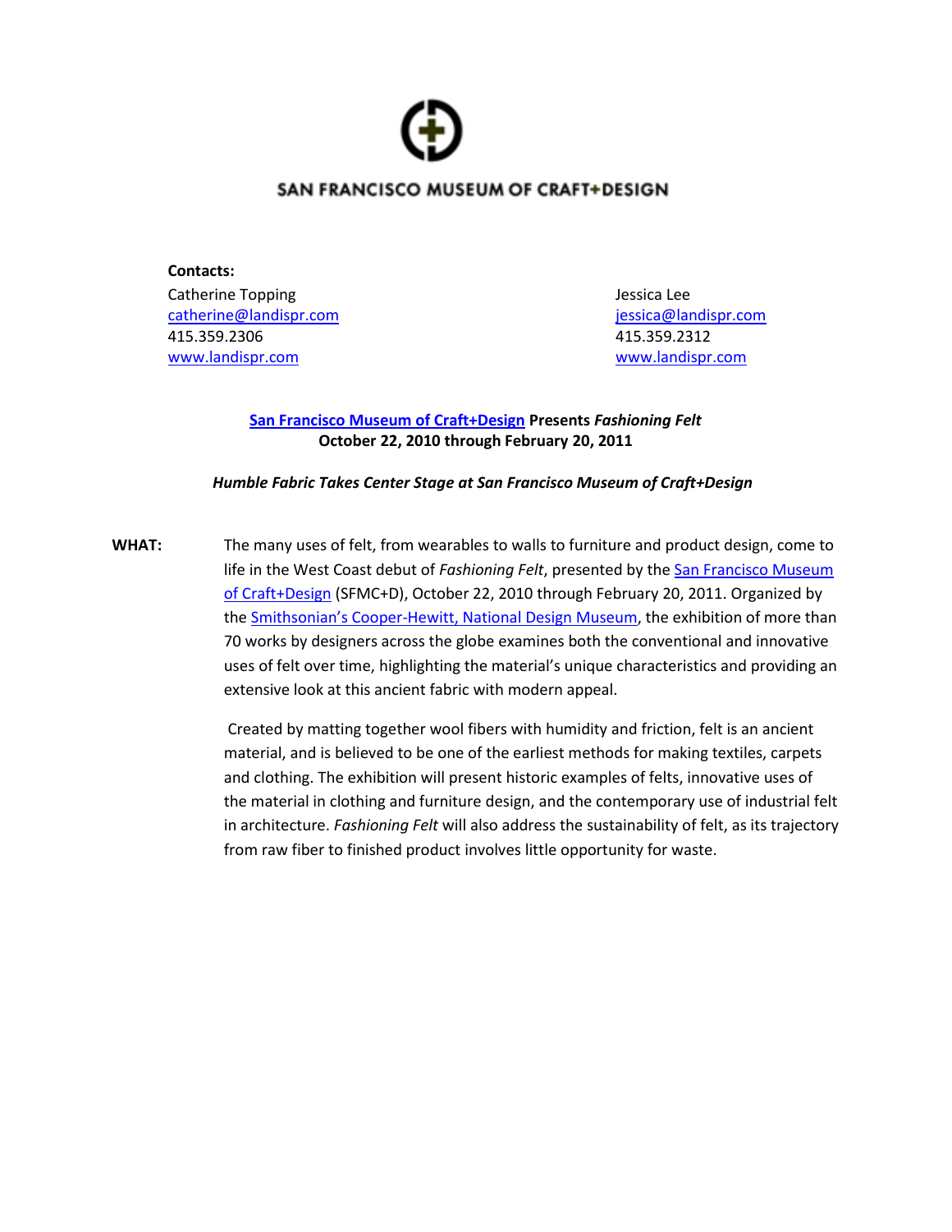SAN FRANCISCO MUSEUM OF CRAFT+DESIGN

**Contacts:**

Catherine Topping
catherine@landispr.com
415.359.2306
www.landispr.com

Jessica Lee
jessica@landispr.com
415.359.2312
www.landispr.com

**San Francisco Museum of Craft+Design Presents *Fashioning Felt***
**October 22, 2010 through February 20, 2011**

***Humble Fabric Takes Center Stage at San Francisco Museum of Craft+Design***

**WHAT:** The many uses of felt, from wearables to walls to furniture and product design, come to life in the West Coast debut of *Fashioning Felt*, presented by the San Francisco Museum of Craft+Design (SFMC+D), October 22, 2010 through February 20, 2011. Organized by the Smithsonian's Cooper-Hewitt, National Design Museum, the exhibition of more than 70 works by designers across the globe examines both the conventional and innovative uses of felt over time, highlighting the material's unique characteristics and providing an extensive look at this ancient fabric with modern appeal.

Created by matting together wool fibers with humidity and friction, felt is an ancient material, and is believed to be one of the earliest methods for making textiles, carpets and clothing. The exhibition will present historic examples of felts, innovative uses of the material in clothing and furniture design, and the contemporary use of industrial felt in architecture. *Fashioning Felt* will also address the sustainability of felt, as its trajectory from raw fiber to finished product involves little opportunity for waste.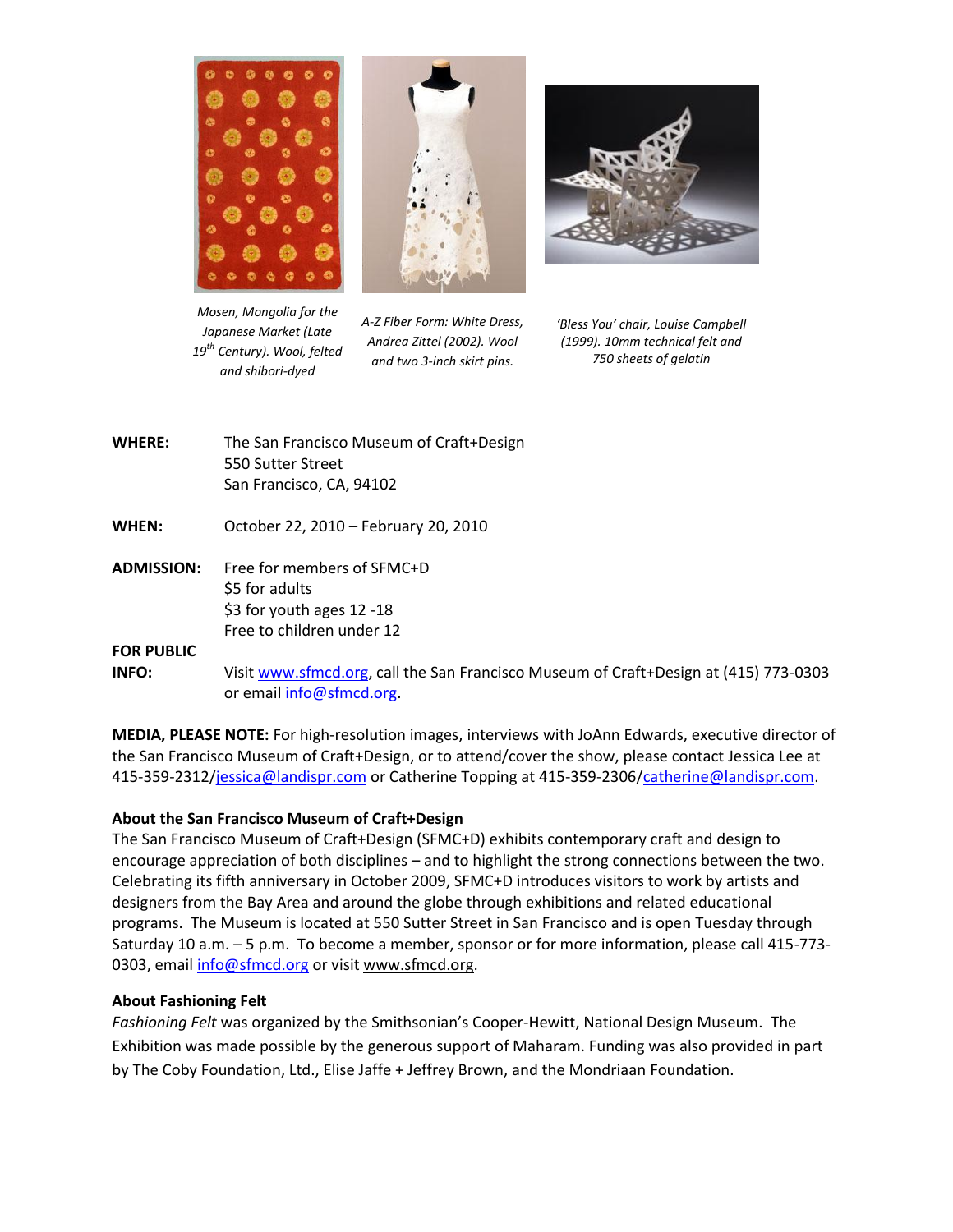*Mosen, Mongolia for the Japanese Market (Late 19th Century). Wool, felted and shibori-dyed*

*A-Z Fiber Form: White Dress, Andrea Zittel (2002). Wool and two 3-inch skirt pins.*

*'Bless You' chair, Louise Campbell (1999). 10mm technical felt and 750 sheets of gelatin*

**WHERE:** The San Francisco Museum of Craft+Design
550 Sutter Street
San Francisco, CA, 94102

**WHEN:** October 22, 2010 – February 20, 2010

**ADMISSION:** Free for members of SFMC+D
$5 for adults
$3 for youth ages 12 -18
Free to children under 12

**FOR PUBLIC INFO:** Visit www.sfmcd.org, call the San Francisco Museum of Craft+Design at (415) 773-0303 or email info@sfmcd.org.

**MEDIA, PLEASE NOTE:** For high-resolution images, interviews with JoAnn Edwards, executive director of the San Francisco Museum of Craft+Design, or to attend/cover the show, please contact Jessica Lee at 415-359-2312/jessica@landispr.com or Catherine Topping at 415-359-2306/catherine@landispr.com.

**About the San Francisco Museum of Craft+Design**

The San Francisco Museum of Craft+Design (SFMC+D) exhibits contemporary craft and design to encourage appreciation of both disciplines – and to highlight the strong connections between the two. Celebrating its fifth anniversary in October 2009, SFMC+D introduces visitors to work by artists and designers from the Bay Area and around the globe through exhibitions and related educational programs. The Museum is located at 550 Sutter Street in San Francisco and is open Tuesday through Saturday 10 a.m. – 5 p.m. To become a member, sponsor or for more information, please call 415-773-0303, email info@sfmcd.org or visit www.sfmcd.org.

**About Fashioning Felt**

*Fashioning Felt* was organized by the Smithsonian's Cooper-Hewitt, National Design Museum. The Exhibition was made possible by the generous support of Maharam. Funding was also provided in part by The Coby Foundation, Ltd., Elise Jaffe + Jeffrey Brown, and the Mondriaan Foundation.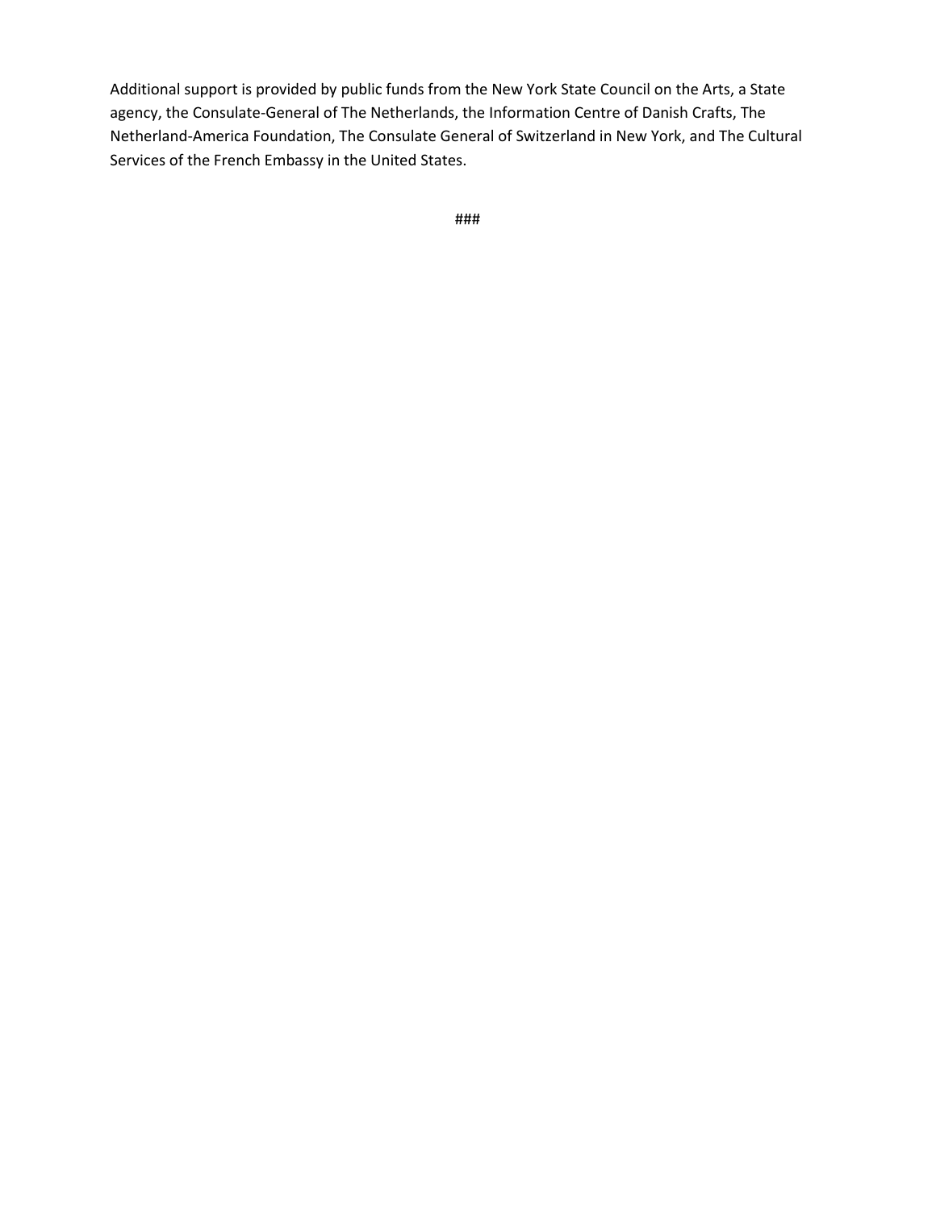Additional support is provided by public funds from the New York State Council on the Arts, a State agency, the Consulate-General of The Netherlands, the Information Centre of Danish Crafts, The Netherland-America Foundation, The Consulate General of Switzerland in New York, and The Cultural Services of the French Embassy in the United States.

###